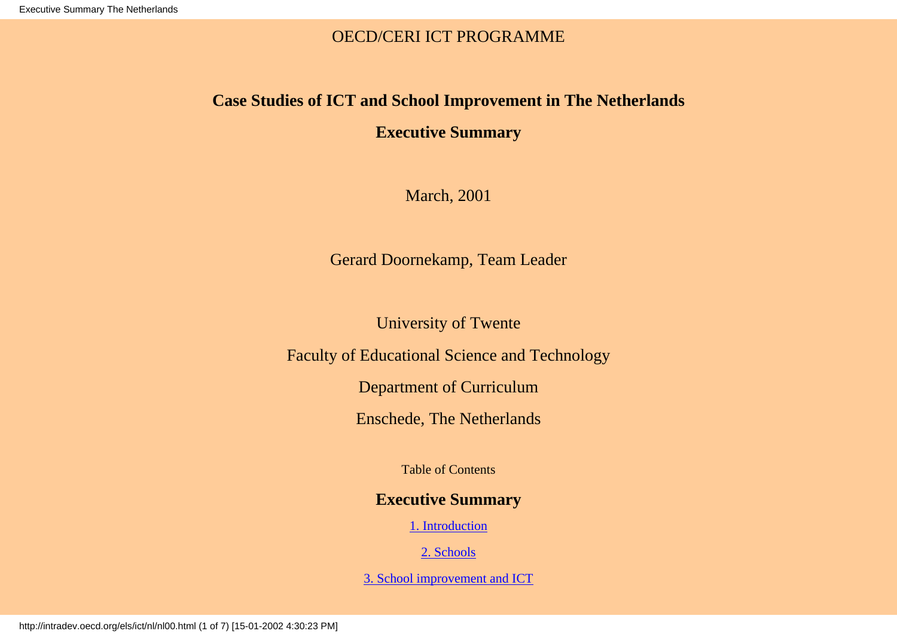OECD/CERI ICT PROGRAMME

# Case Studies of ICT and School Improvement in The Netherlands

## Executive Summary

March, 2001

Gerard Doornekamp, Team Leader

University of Twente

Faculty of Educational Science and Technology

Department of Curriculum

Enschede, The Netherlands

Table of Contents

**Executive Summary**

[1. Introduction]

[2. Schools]

[3. School improvement and ICT]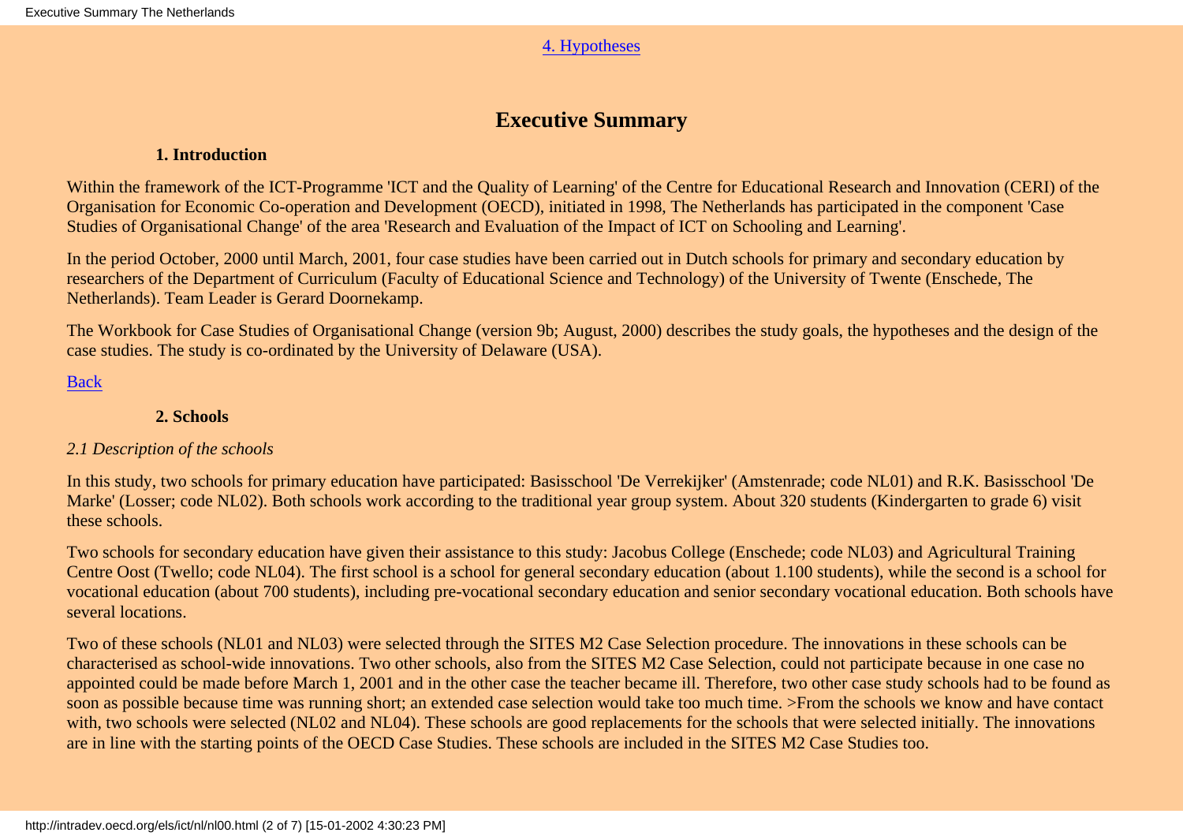[4. Hypotheses](#)

# Executive Summary

### 1. Introduction

Within the framework of the ICT-Programme 'ICT and the Quality of Learning' of the Centre for Educational Research and Innovation (CERI) of the Organisation for Economic Co-operation and Development (OECD), initiated in 1998, The Netherlands has participated in the component 'Case Studies of Organisational Change' of the area 'Research and Evaluation of the Impact of ICT on Schooling and Learning'.

In the period October, 2000 until March, 2001, four case studies have been carried out in Dutch schools for primary and secondary education by researchers of the Department of Curriculum (Faculty of Educational Science and Technology) of the University of Twente (Enschede, The Netherlands). Team Leader is Gerard Doornekamp.

The Workbook for Case Studies of Organisational Change (version 9b; August, 2000) describes the study goals, the hypotheses and the design of the case studies. The study is co-ordinated by the University of Delaware (USA).

[Back](#)

### 2. Schools

*2.1 Description of the schools*

In this study, two schools for primary education have participated: Basisschool 'De Verrekijker' (Amstenrade; code NL01) and R.K. Basisschool 'De Marke' (Losser; code NL02). Both schools work according to the traditional year group system. About 320 students (Kindergarten to grade 6) visit these schools.

Two schools for secondary education have given their assistance to this study: Jacobus College (Enschede; code NL03) and Agricultural Training Centre Oost (Twello; code NL04). The first school is a school for general secondary education (about 1.100 students), while the second is a school for vocational education (about 700 students), including pre-vocational secondary education and senior secondary vocational education. Both schools have several locations.

Two of these schools (NL01 and NL03) were selected through the SITES M2 Case Selection procedure. The innovations in these schools can be characterised as school-wide innovations. Two other schools, also from the SITES M2 Case Selection, could not participate because in one case no appointed could be made before March 1, 2001 and in the other case the teacher became ill. Therefore, two other case study schools had to be found as soon as possible because time was running short; an extended case selection would take too much time. >From the schools we know and have contact with, two schools were selected (NL02 and NL04). These schools are good replacements for the schools that were selected initially. The innovations are in line with the starting points of the OECD Case Studies. These schools are included in the SITES M2 Case Studies too.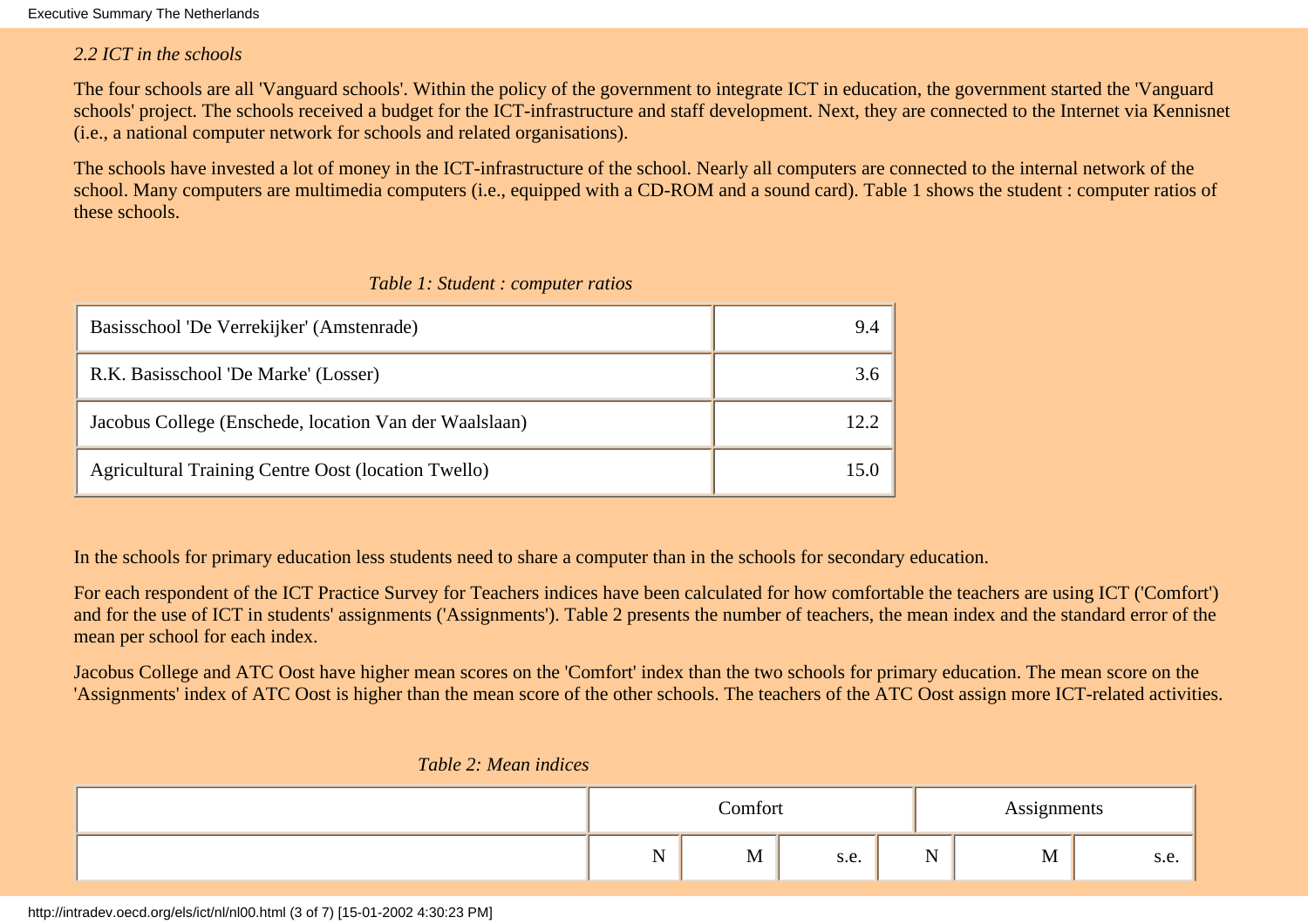*2.2 ICT in the schools*

The four schools are all 'Vanguard schools'. Within the policy of the government to integrate ICT in education, the government started the 'Vanguard schools' project. The schools received a budget for the ICT-infrastructure and staff development. Next, they are connected to the Internet via Kennisnet (i.e., a national computer network for schools and related organisations).

The schools have invested a lot of money in the ICT-infrastructure of the school. Nearly all computers are connected to the internal network of the school. Many computers are multimedia computers (i.e., equipped with a CD-ROM and a sound card). Table 1 shows the student : computer ratios of these schools.

*Table 1: Student : computer ratios*

| | |
|---|---:|
| Basisschool 'De Verrekijker' (Amstenrade) | 9.4 |
| R.K. Basisschool 'De Marke' (Losser) | 3.6 |
| Jacobus College (Enschede, location Van der Waalslaan) | 12.2 |
| Agricultural Training Centre Oost (location Twello) | 15.0 |

In the schools for primary education less students need to share a computer than in the schools for secondary education.

For each respondent of the ICT Practice Survey for Teachers indices have been calculated for how comfortable the teachers are using ICT ('Comfort') and for the use of ICT in students' assignments ('Assignments'). Table 2 presents the number of teachers, the mean index and the standard error of the mean per school for each index.

Jacobus College and ATC Oost have higher mean scores on the 'Comfort' index than the two schools for primary education. The mean score on the 'Assignments' index of ATC Oost is higher than the mean score of the other schools. The teachers of the ATC Oost assign more ICT-related activities.

*Table 2: Mean indices*

| | Comfort | | | Assignments | | |
|---|---:|---:|---:|---:|---:|---:|
| | N | M | s.e. | N | M | s.e. |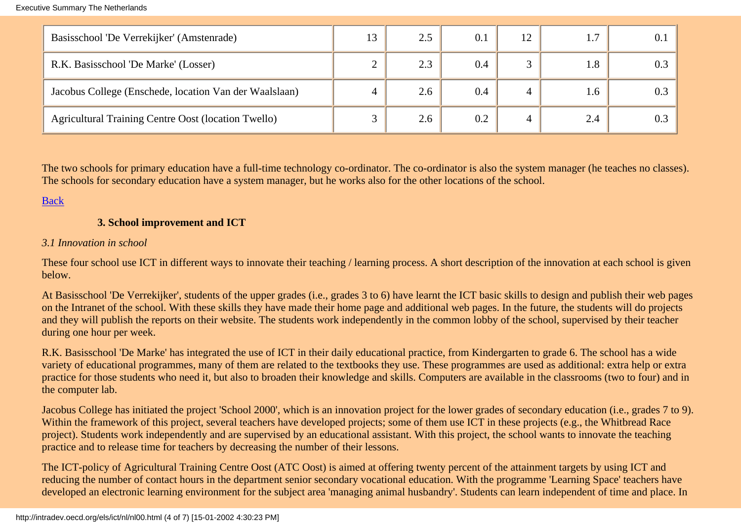| | | | | | | |
|---|---|---|---|---|---|---|
| Basisschool 'De Verrekijker' (Amstenrade) | 13 | 2.5 | 0.1 | 12 | 1.7 | 0.1 |
| R.K. Basisschool 'De Marke' (Losser) | 2 | 2.3 | 0.4 | 3 | 1.8 | 0.3 |
| Jacobus College (Enschede, location Van der Waalslaan) | 4 | 2.6 | 0.4 | 4 | 1.6 | 0.3 |
| Agricultural Training Centre Oost (location Twello) | 3 | 2.6 | 0.2 | 4 | 2.4 | 0.3 |

The two schools for primary education have a full-time technology co-ordinator. The co-ordinator is also the system manager (he teaches no classes). The schools for secondary education have a system manager, but he works also for the other locations of the school.

Back

### 3. School improvement and ICT

*3.1 Innovation in school*

These four school use ICT in different ways to innovate their teaching / learning process. A short description of the innovation at each school is given below.

At Basisschool 'De Verrekijker', students of the upper grades (i.e., grades 3 to 6) have learnt the ICT basic skills to design and publish their web pages on the Intranet of the school. With these skills they have made their home page and additional web pages. In the future, the students will do projects and they will publish the reports on their website. The students work independently in the common lobby of the school, supervised by their teacher during one hour per week.

R.K. Basisschool 'De Marke' has integrated the use of ICT in their daily educational practice, from Kindergarten to grade 6. The school has a wide variety of educational programmes, many of them are related to the textbooks they use. These programmes are used as additional: extra help or extra practice for those students who need it, but also to broaden their knowledge and skills. Computers are available in the classrooms (two to four) and in the computer lab.

Jacobus College has initiated the project 'School 2000', which is an innovation project for the lower grades of secondary education (i.e., grades 7 to 9). Within the framework of this project, several teachers have developed projects; some of them use ICT in these projects (e.g., the Whitbread Race project). Students work independently and are supervised by an educational assistant. With this project, the school wants to innovate the teaching practice and to release time for teachers by decreasing the number of their lessons.

The ICT-policy of Agricultural Training Centre Oost (ATC Oost) is aimed at offering twenty percent of the attainment targets by using ICT and reducing the number of contact hours in the department senior secondary vocational education. With the programme 'Learning Space' teachers have developed an electronic learning environment for the subject area 'managing animal husbandry'. Students can learn independent of time and place. In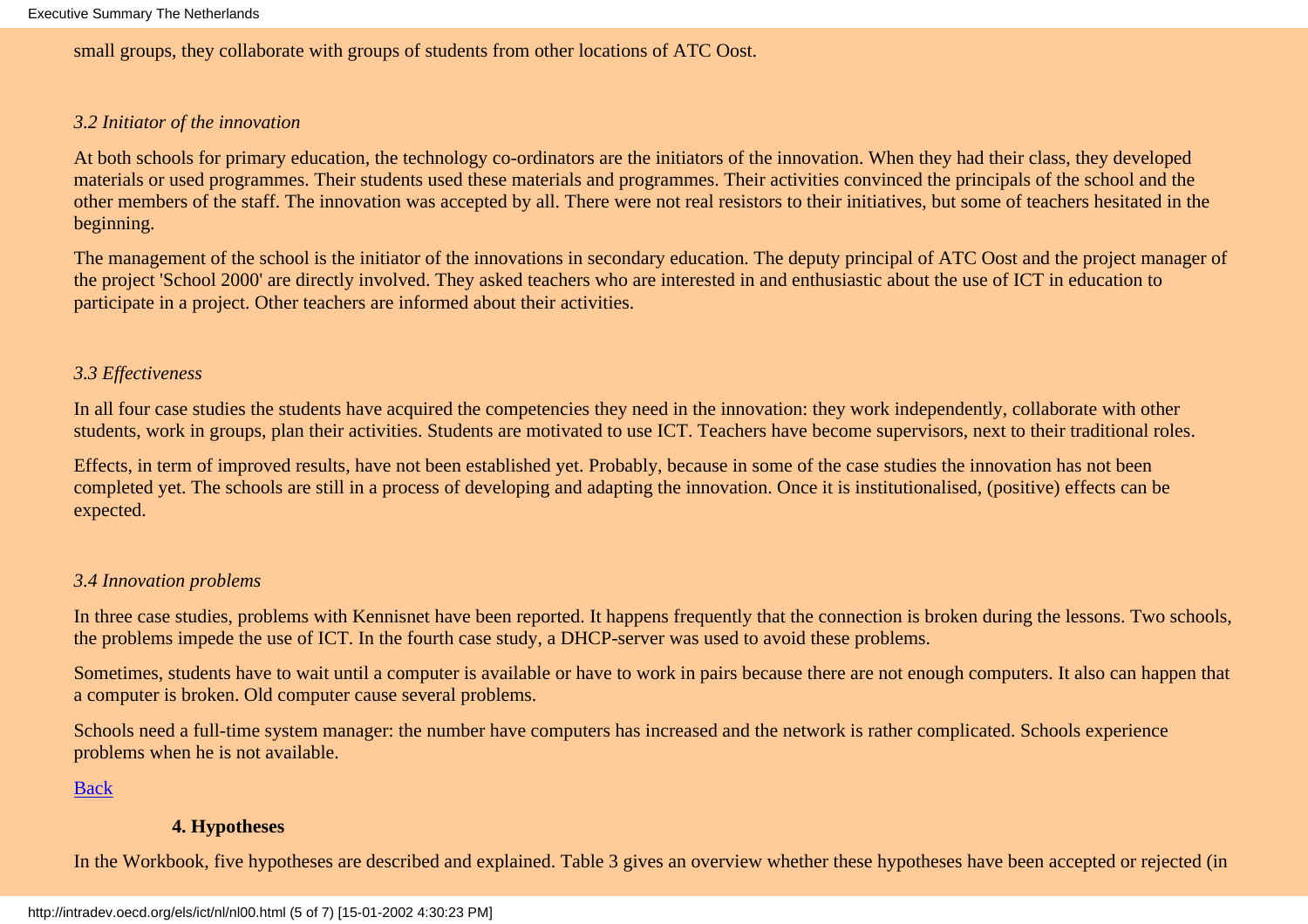small groups, they collaborate with groups of students from other locations of ATC Oost.

*3.2 Initiator of the innovation*

At both schools for primary education, the technology co-ordinators are the initiators of the innovation. When they had their class, they developed materials or used programmes. Their students used these materials and programmes. Their activities convinced the principals of the school and the other members of the staff. The innovation was accepted by all. There were not real resistors to their initiatives, but some of teachers hesitated in the beginning.

The management of the school is the initiator of the innovations in secondary education. The deputy principal of ATC Oost and the project manager of the project 'School 2000' are directly involved. They asked teachers who are interested in and enthusiastic about the use of ICT in education to participate in a project. Other teachers are informed about their activities.

*3.3 Effectiveness*

In all four case studies the students have acquired the competencies they need in the innovation: they work independently, collaborate with other students, work in groups, plan their activities. Students are motivated to use ICT. Teachers have become supervisors, next to their traditional roles.

Effects, in term of improved results, have not been established yet. Probably, because in some of the case studies the innovation has not been completed yet. The schools are still in a process of developing and adapting the innovation. Once it is institutionalised, (positive) effects can be expected.

*3.4 Innovation problems*

In three case studies, problems with Kennisnet have been reported. It happens frequently that the connection is broken during the lessons. Two schools, the problems impede the use of ICT. In the fourth case study, a DHCP-server was used to avoid these problems.

Sometimes, students have to wait until a computer is available or have to work in pairs because there are not enough computers. It also can happen that a computer is broken. Old computer cause several problems.

Schools need a full-time system manager: the number have computers has increased and the network is rather complicated. Schools experience problems when he is not available.

Back

**4. Hypotheses**

In the Workbook, five hypotheses are described and explained. Table 3 gives an overview whether these hypotheses have been accepted or rejected (in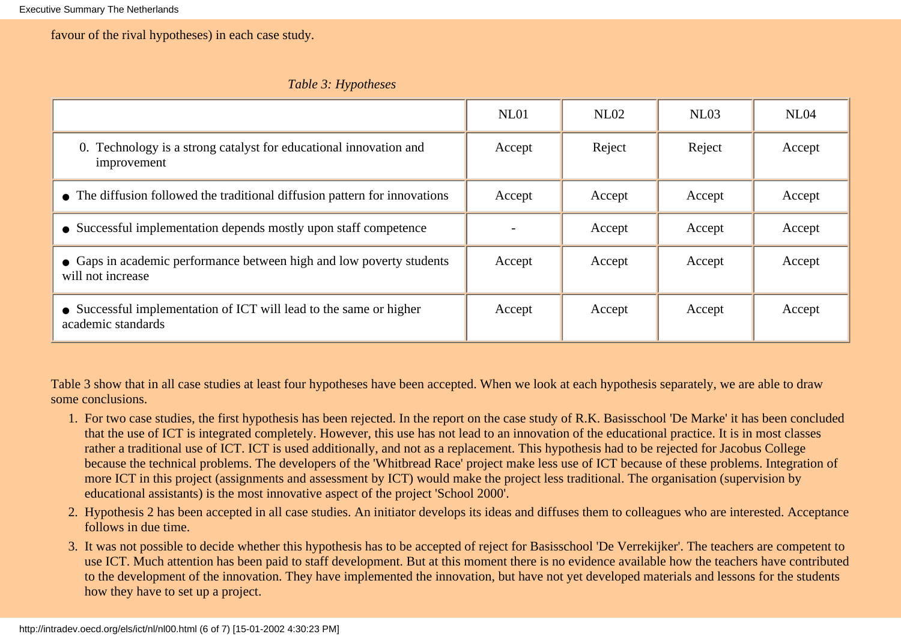favour of the rival hypotheses) in each case study.

*Table 3: Hypotheses*

| | NL01 | NL02 | NL03 | NL04 |
|---|---|---|---|---|
| 0. Technology is a strong catalyst for educational innovation and improvement | Accept | Reject | Reject | Accept |
| • The diffusion followed the traditional diffusion pattern for innovations | Accept | Accept | Accept | Accept |
| • Successful implementation depends mostly upon staff competence | - | Accept | Accept | Accept |
| • Gaps in academic performance between high and low poverty students will not increase | Accept | Accept | Accept | Accept |
| • Successful implementation of ICT will lead to the same or higher academic standards | Accept | Accept | Accept | Accept |

Table 3 show that in all case studies at least four hypotheses have been accepted. When we look at each hypothesis separately, we are able to draw some conclusions.

1. For two case studies, the first hypothesis has been rejected. In the report on the case study of R.K. Basisschool 'De Marke' it has been concluded that the use of ICT is integrated completely. However, this use has not lead to an innovation of the educational practice. It is in most classes rather a traditional use of ICT. ICT is used additionally, and not as a replacement. This hypothesis had to be rejected for Jacobus College because the technical problems. The developers of the 'Whitbread Race' project make less use of ICT because of these problems. Integration of more ICT in this project (assignments and assessment by ICT) would make the project less traditional. The organisation (supervision by educational assistants) is the most innovative aspect of the project 'School 2000'.
2. Hypothesis 2 has been accepted in all case studies. An initiator develops its ideas and diffuses them to colleagues who are interested. Acceptance follows in due time.
3. It was not possible to decide whether this hypothesis has to be accepted of reject for Basisschool 'De Verrekijker'. The teachers are competent to use ICT. Much attention has been paid to staff development. But at this moment there is no evidence available how the teachers have contributed to the development of the innovation. They have implemented the innovation, but have not yet developed materials and lessons for the students how they have to set up a project.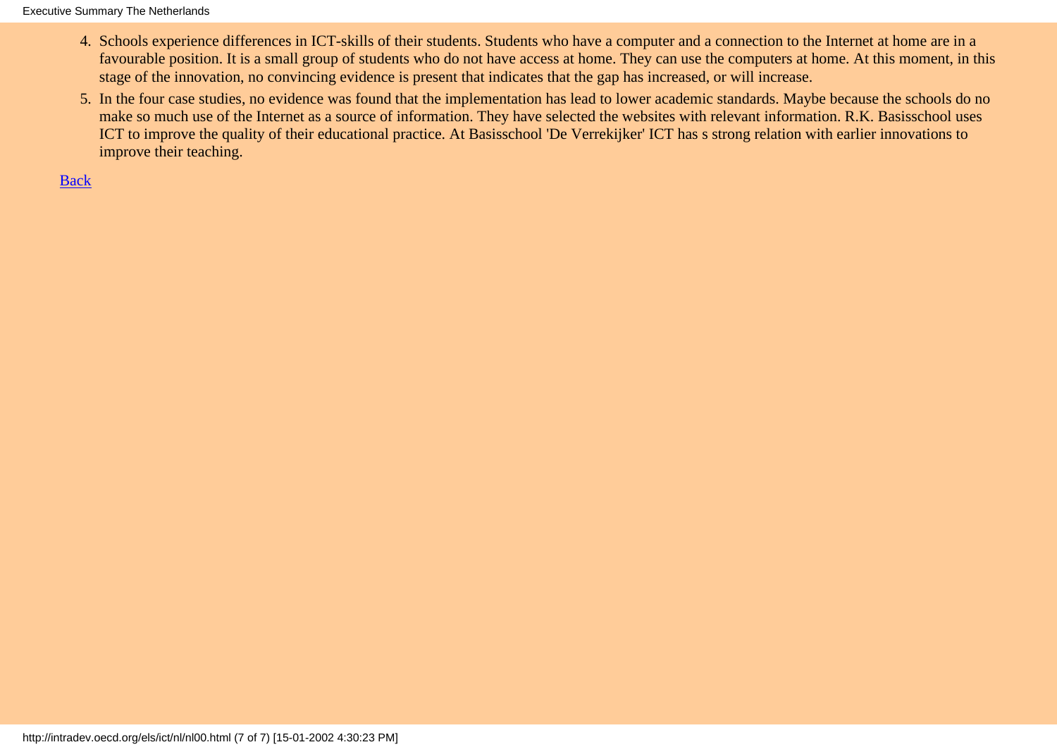4. Schools experience differences in ICT-skills of their students. Students who have a computer and a connection to the Internet at home are in a favourable position. It is a small group of students who do not have access at home. They can use the computers at home. At this moment, in this stage of the innovation, no convincing evidence is present that indicates that the gap has increased, or will increase.
5. In the four case studies, no evidence was found that the implementation has lead to lower academic standards. Maybe because the schools do no make so much use of the Internet as a source of information. They have selected the websites with relevant information. R.K. Basisschool uses ICT to improve the quality of their educational practice. At Basisschool 'De Verrekijker' ICT has s strong relation with earlier innovations to improve their teaching.

Back